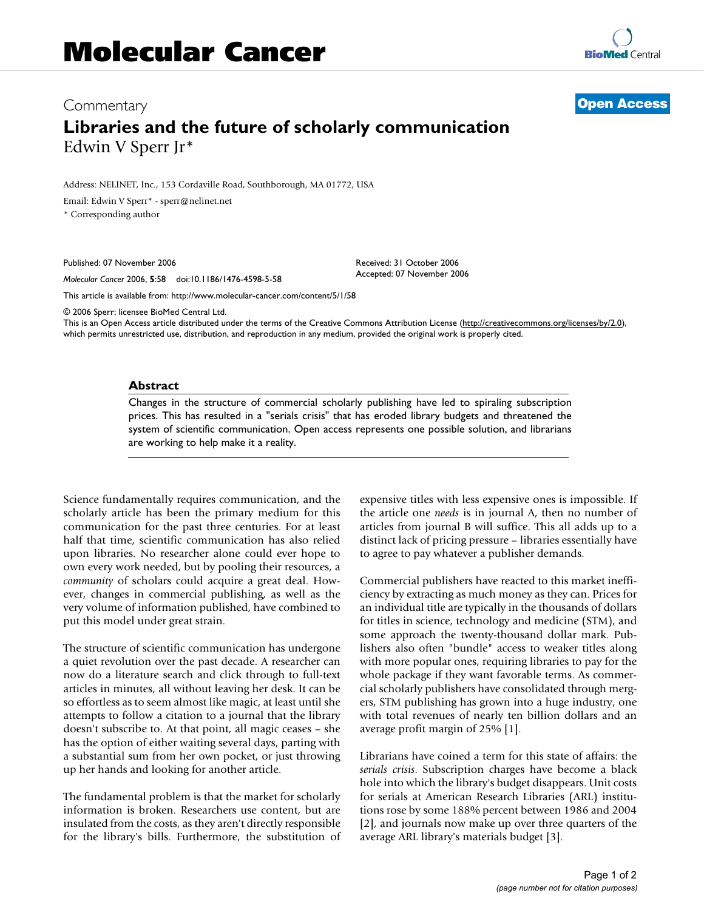# Molecular Cancer

Commentary

**Open Access**

## Libraries and the future of scholarly communication

Edwin V Sperr Jr*

Address: NELINET, Inc., 153 Cordaville Road, Southborough, MA 01772, USA

Email: Edwin V Sperr* - sperr@nelinet.net

\* Corresponding author

Published: 07 November 2006

*Molecular Cancer* 2006, **5**:58 doi:10.1186/1476-4598-5-58

Received: 31 October 2006

Accepted: 07 November 2006

This article is available from: http://www.molecular-cancer.com/content/5/1/58

© 2006 Sperr; licensee BioMed Central Ltd.

This is an Open Access article distributed under the terms of the Creative Commons Attribution License (http://creativecommons.org/licenses/by/2.0), which permits unrestricted use, distribution, and reproduction in any medium, provided the original work is properly cited.

### Abstract

Changes in the structure of commercial scholarly publishing have led to spiraling subscription prices. This has resulted in a "serials crisis" that has eroded library budgets and threatened the system of scientific communication. Open access represents one possible solution, and librarians are working to help make it a reality.

Science fundamentally requires communication, and the scholarly article has been the primary medium for this communication for the past three centuries. For at least half that time, scientific communication has also relied upon libraries. No researcher alone could ever hope to own every work needed, but by pooling their resources, a *community* of scholars could acquire a great deal. However, changes in commercial publishing, as well as the very volume of information published, have combined to put this model under great strain.

The structure of scientific communication has undergone a quiet revolution over the past decade. A researcher can now do a literature search and click through to full-text articles in minutes, all without leaving her desk. It can be so effortless as to seem almost like magic, at least until she attempts to follow a citation to a journal that the library doesn't subscribe to. At that point, all magic ceases – she has the option of either waiting several days, parting with a substantial sum from her own pocket, or just throwing up her hands and looking for another article.

The fundamental problem is that the market for scholarly information is broken. Researchers use content, but are insulated from the costs, as they aren't directly responsible for the library's bills. Furthermore, the substitution of expensive titles with less expensive ones is impossible. If the article one *needs* is in journal A, then no number of articles from journal B will suffice. This all adds up to a distinct lack of pricing pressure – libraries essentially have to agree to pay whatever a publisher demands.

Commercial publishers have reacted to this market inefficiency by extracting as much money as they can. Prices for an individual title are typically in the thousands of dollars for titles in science, technology and medicine (STM), and some approach the twenty-thousand dollar mark. Publishers also often "bundle" access to weaker titles along with more popular ones, requiring libraries to pay for the whole package if they want favorable terms. As commercial scholarly publishers have consolidated through mergers, STM publishing has grown into a huge industry, one with total revenues of nearly ten billion dollars and an average profit margin of 25% [1].

Librarians have coined a term for this state of affairs: the *serials crisis*. Subscription charges have become a black hole into which the library's budget disappears. Unit costs for serials at American Research Libraries (ARL) institutions rose by some 188% percent between 1986 and 2004 [2], and journals now make up over three quarters of the average ARL library's materials budget [3].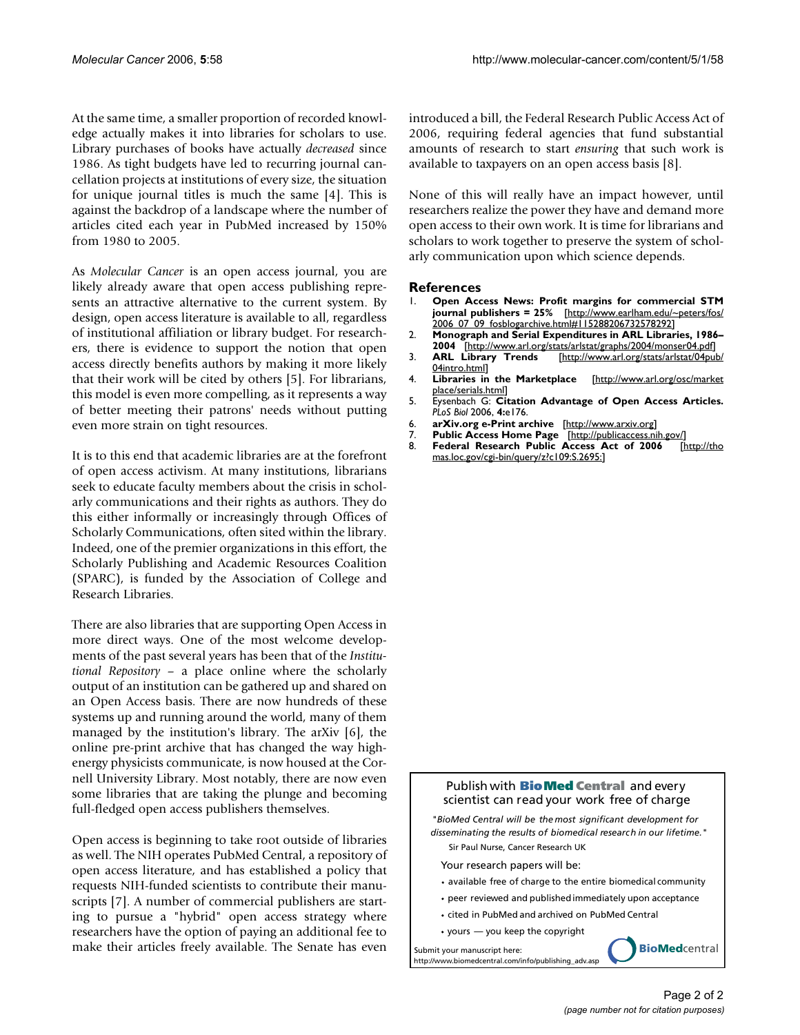At the same time, a smaller proportion of recorded knowledge actually makes it into libraries for scholars to use. Library purchases of books have actually *decreased* since 1986. As tight budgets have led to recurring journal cancellation projects at institutions of every size, the situation for unique journal titles is much the same [4]. This is against the backdrop of a landscape where the number of articles cited each year in PubMed increased by 150% from 1980 to 2005.

As *Molecular Cancer* is an open access journal, you are likely already aware that open access publishing represents an attractive alternative to the current system. By design, open access literature is available to all, regardless of institutional affiliation or library budget. For researchers, there is evidence to support the notion that open access directly benefits authors by making it more likely that their work will be cited by others [5]. For librarians, this model is even more compelling, as it represents a way of better meeting their patrons' needs without putting even more strain on tight resources.

It is to this end that academic libraries are at the forefront of open access activism. At many institutions, librarians seek to educate faculty members about the crisis in scholarly communications and their rights as authors. They do this either informally or increasingly through Offices of Scholarly Communications, often sited within the library. Indeed, one of the premier organizations in this effort, the Scholarly Publishing and Academic Resources Coalition (SPARC), is funded by the Association of College and Research Libraries.

There are also libraries that are supporting Open Access in more direct ways. One of the most welcome developments of the past several years has been that of the *Institutional Repository* – a place online where the scholarly output of an institution can be gathered up and shared on an Open Access basis. There are now hundreds of these systems up and running around the world, many of them managed by the institution's library. The arXiv [6], the online pre-print archive that has changed the way high-energy physicists communicate, is now housed at the Cornell University Library. Most notably, there are now even some libraries that are taking the plunge and becoming full-fledged open access publishers themselves.

Open access is beginning to take root outside of libraries as well. The NIH operates PubMed Central, a repository of open access literature, and has established a policy that requests NIH-funded scientists to contribute their manuscripts [7]. A number of commercial publishers are starting to pursue a "hybrid" open access strategy where researchers have the option of paying an additional fee to make their articles freely available. The Senate has even introduced a bill, the Federal Research Public Access Act of 2006, requiring federal agencies that fund substantial amounts of research to start *ensuring* that such work is available to taxpayers on an open access basis [8].

None of this will really have an impact however, until researchers realize the power they have and demand more open access to their own work. It is time for librarians and scholars to work together to preserve the system of scholarly communication upon which science depends.

## References

1. **Open Access News: Profit margins for commercial STM journal publishers = 25%** [http://www.earlham.edu/~peters/fos/2006_07_09_fosblogarchive.html#115288206732578292]
2. **Monograph and Serial Expenditures in ARL Libraries, 1986–2004** [http://www.arl.org/stats/arlstat/graphs/2004/monser04.pdf]
3. **ARL Library Trends** [http://www.arl.org/stats/arlstat/04pub/04intro.html]
4. **Libraries in the Marketplace** [http://www.arl.org/osc/marketplace/serials.html]
5. Eysenbach G: **Citation Advantage of Open Access Articles.** *PLoS Biol* 2006, **4:**e176.
6. **arXiv.org e-Print archive** [http://www.arxiv.org]
7. **Public Access Home Page** [http://publicaccess.nih.gov/]
8. **Federal Research Public Access Act of 2006** [http://thomas.loc.gov/cgi-bin/query/z?c109:S.2695:]

Publish with **BioMed Central** and every scientist can read your work free of charge

*"BioMed Central will be the most significant development for disseminating the results of biomedical research in our lifetime."*
Sir Paul Nurse, Cancer Research UK

Your research papers will be:

- available free of charge to the entire biomedical community
- peer reviewed and published immediately upon acceptance
- cited in PubMed and archived on PubMed Central
- yours — you keep the copyright

Submit your manuscript here:
http://www.biomedcentral.com/info/publishing_adv.asp

BioMedcentral